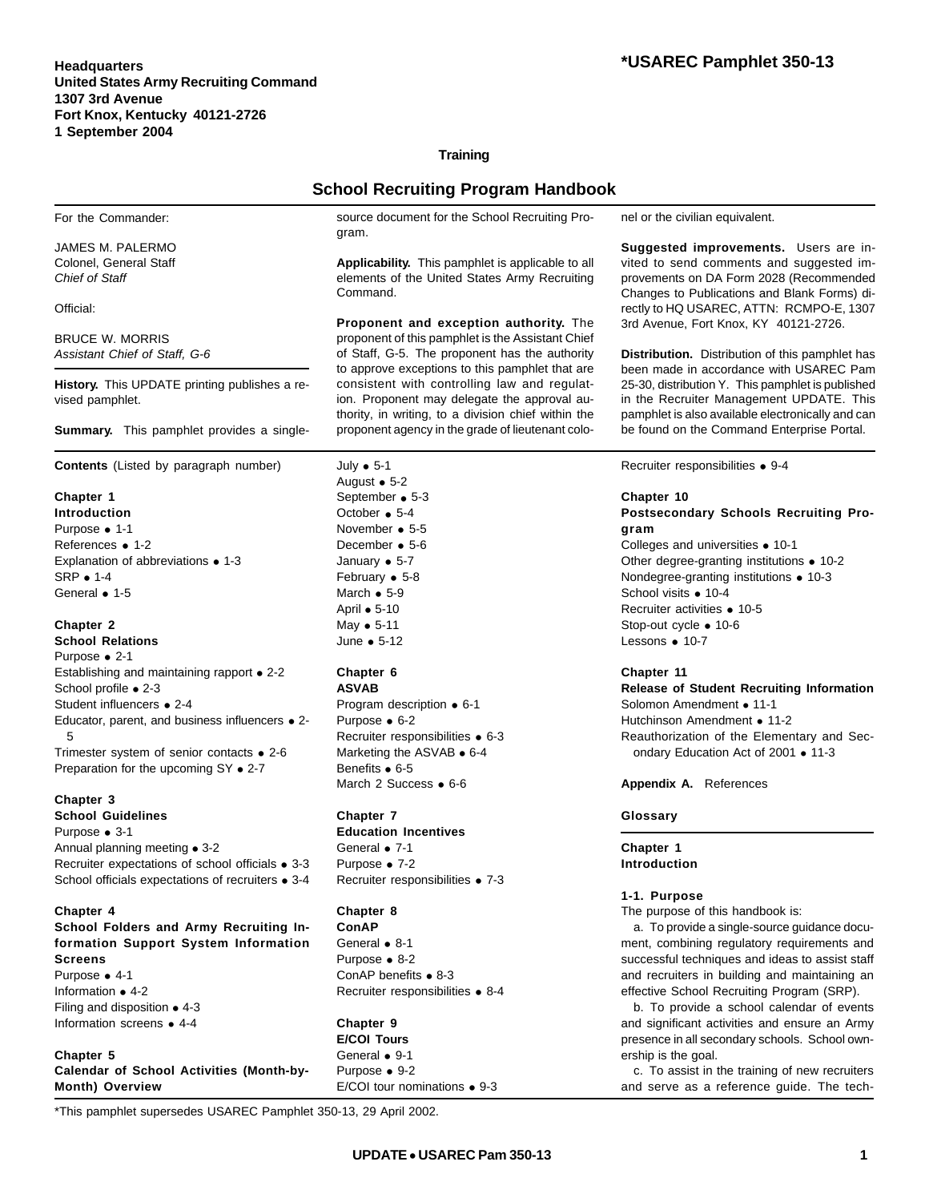**Headquarters**
**United States Army Recruiting Command**
**1307 3rd Avenue**
**Fort Knox, Kentucky 40121-2726**
**1 September 2004**

**\*USAREC Pamphlet 350-13**

**Training**

# School Recruiting Program Handbook

For the Commander:

JAMES M. PALERMO
Colonel, General Staff
*Chief of Staff*

Official:

BRUCE W. MORRIS
*Assistant Chief of Staff, G-6*

**History.** This UPDATE printing publishes a revised pamphlet.

**Summary.** This pamphlet provides a single-source document for the School Recruiting Program.

**Applicability.** This pamphlet is applicable to all elements of the United States Army Recruiting Command.

**Proponent and exception authority.** The proponent of this pamphlet is the Assistant Chief of Staff, G-5. The proponent has the authority to approve exceptions to this pamphlet that are consistent with controlling law and regulation. Proponent may delegate the approval authority, in writing, to a division chief within the proponent agency in the grade of lieutenant colonel or the civilian equivalent.

**Suggested improvements.** Users are invited to send comments and suggested improvements on DA Form 2028 (Recommended Changes to Publications and Blank Forms) directly to HQ USAREC, ATTN: RCMPO-E, 1307 3rd Avenue, Fort Knox, KY 40121-2726.

**Distribution.** Distribution of this pamphlet has been made in accordance with USAREC Pam 25-30, distribution Y. This pamphlet is published in the Recruiter Management UPDATE. This pamphlet is also available electronically and can be found on the Command Enterprise Portal.

**Contents** (Listed by paragraph number)

**Chapter 1**
**Introduction**
Purpose • 1-1
References • 1-2
Explanation of abbreviations • 1-3
SRP • 1-4
General • 1-5

**Chapter 2**
**School Relations**
Purpose • 2-1
Establishing and maintaining rapport • 2-2
School profile • 2-3
Student influencers • 2-4
Educator, parent, and business influencers • 2-5
Trimester system of senior contacts • 2-6
Preparation for the upcoming SY • 2-7

**Chapter 3**
**School Guidelines**
Purpose • 3-1
Annual planning meeting • 3-2
Recruiter expectations of school officials • 3-3
School officials expectations of recruiters • 3-4

**Chapter 4**
**School Folders and Army Recruiting Information Support System Information Screens**
Purpose • 4-1
Information • 4-2
Filing and disposition • 4-3
Information screens • 4-4

**Chapter 5**
**Calendar of School Activities (Month-by-Month) Overview**
July • 5-1
August • 5-2
September • 5-3
October • 5-4
November • 5-5
December • 5-6
January • 5-7
February • 5-8
March • 5-9
April • 5-10
May • 5-11
June • 5-12

**Chapter 6**
**ASVAB**
Program description • 6-1
Purpose • 6-2
Recruiter responsibilities • 6-3
Marketing the ASVAB • 6-4
Benefits • 6-5
March 2 Success • 6-6

**Chapter 7**
**Education Incentives**
General • 7-1
Purpose • 7-2
Recruiter responsibilities • 7-3

**Chapter 8**
**ConAP**
General • 8-1
Purpose • 8-2
ConAP benefits • 8-3
Recruiter responsibilities • 8-4

**Chapter 9**
**E/COI Tours**
General • 9-1
Purpose • 9-2
E/COI tour nominations • 9-3
Recruiter responsibilities • 9-4

**Chapter 10**
**Postsecondary Schools Recruiting Program**
Colleges and universities • 10-1
Other degree-granting institutions • 10-2
Nondegree-granting institutions • 10-3
School visits • 10-4
Recruiter activities • 10-5
Stop-out cycle • 10-6
Lessons • 10-7

**Chapter 11**
**Release of Student Recruiting Information**
Solomon Amendment • 11-1
Hutchinson Amendment • 11-2
Reauthorization of the Elementary and Secondary Education Act of 2001 • 11-3

**Appendix A.** References

**Glossary**

## Chapter 1
## Introduction

### 1-1. Purpose

The purpose of this handbook is:

a. To provide a single-source guidance document, combining regulatory requirements and successful techniques and ideas to assist staff and recruiters in building and maintaining an effective School Recruiting Program (SRP).

b. To provide a school calendar of events and significant activities and ensure an Army presence in all secondary schools. School ownership is the goal.

c. To assist in the training of new recruiters and serve as a reference guide. The tech-

\*This pamphlet supersedes USAREC Pamphlet 350-13, 29 April 2002.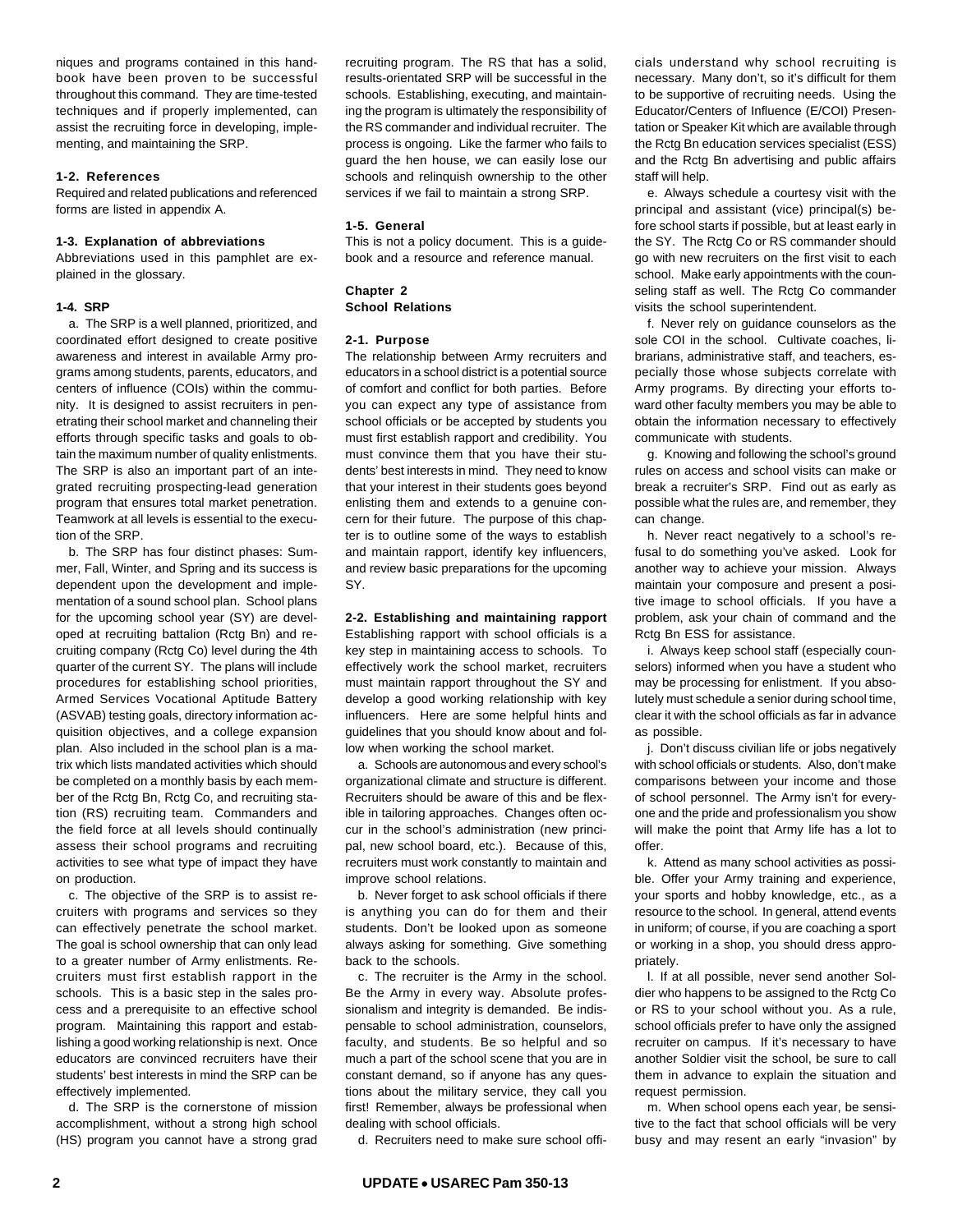niques and programs contained in this handbook have been proven to be successful throughout this command. They are time-tested techniques and if properly implemented, can assist the recruiting force in developing, implementing, and maintaining the SRP.

**1-2. References**

Required and related publications and referenced forms are listed in appendix A.

**1-3. Explanation of abbreviations**

Abbreviations used in this pamphlet are explained in the glossary.

**1-4. SRP**

a. The SRP is a well planned, prioritized, and coordinated effort designed to create positive awareness and interest in available Army programs among students, parents, educators, and centers of influence (COIs) within the community. It is designed to assist recruiters in penetrating their school market and channeling their efforts through specific tasks and goals to obtain the maximum number of quality enlistments. The SRP is also an important part of an integrated recruiting prospecting-lead generation program that ensures total market penetration. Teamwork at all levels is essential to the execution of the SRP.

b. The SRP has four distinct phases: Summer, Fall, Winter, and Spring and its success is dependent upon the development and implementation of a sound school plan. School plans for the upcoming school year (SY) are developed at recruiting battalion (Rctg Bn) and recruiting company (Rctg Co) level during the 4th quarter of the current SY. The plans will include procedures for establishing school priorities, Armed Services Vocational Aptitude Battery (ASVAB) testing goals, directory information acquisition objectives, and a college expansion plan. Also included in the school plan is a matrix which lists mandated activities which should be completed on a monthly basis by each member of the Rctg Bn, Rctg Co, and recruiting station (RS) recruiting team. Commanders and the field force at all levels should continually assess their school programs and recruiting activities to see what type of impact they have on production.

c. The objective of the SRP is to assist recruiters with programs and services so they can effectively penetrate the school market. The goal is school ownership that can only lead to a greater number of Army enlistments. Recruiters must first establish rapport in the schools. This is a basic step in the sales process and a prerequisite to an effective school program. Maintaining this rapport and establishing a good working relationship is next. Once educators are convinced recruiters have their students' best interests in mind the SRP can be effectively implemented.

d. The SRP is the cornerstone of mission accomplishment, without a strong high school (HS) program you cannot have a strong grad recruiting program. The RS that has a solid, results-orientated SRP will be successful in the schools. Establishing, executing, and maintaining the program is ultimately the responsibility of the RS commander and individual recruiter. The process is ongoing. Like the farmer who fails to guard the hen house, we can easily lose our schools and relinquish ownership to the other services if we fail to maintain a strong SRP.

**1-5. General**

This is not a policy document. This is a guidebook and a resource and reference manual.

## Chapter 2
## School Relations

**2-1. Purpose**

The relationship between Army recruiters and educators in a school district is a potential source of comfort and conflict for both parties. Before you can expect any type of assistance from school officials or be accepted by students you must first establish rapport and credibility. You must convince them that you have their students' best interests in mind. They need to know that your interest in their students goes beyond enlisting them and extends to a genuine concern for their future. The purpose of this chapter is to outline some of the ways to establish and maintain rapport, identify key influencers, and review basic preparations for the upcoming SY.

**2-2. Establishing and maintaining rapport**

Establishing rapport with school officials is a key step in maintaining access to schools. To effectively work the school market, recruiters must maintain rapport throughout the SY and develop a good working relationship with key influencers. Here are some helpful hints and guidelines that you should know about and follow when working the school market.

a. Schools are autonomous and every school's organizational climate and structure is different. Recruiters should be aware of this and be flexible in tailoring approaches. Changes often occur in the school's administration (new principal, new school board, etc.). Because of this, recruiters must work constantly to maintain and improve school relations.

b. Never forget to ask school officials if there is anything you can do for them and their students. Don't be looked upon as someone always asking for something. Give something back to the schools.

c. The recruiter is the Army in the school. Be the Army in every way. Absolute professionalism and integrity is demanded. Be indispensable to school administration, counselors, faculty, and students. Be so helpful and so much a part of the school scene that you are in constant demand, so if anyone has any questions about the military service, they call you first! Remember, always be professional when dealing with school officials.

d. Recruiters need to make sure school officials understand why school recruiting is necessary. Many don't, so it's difficult for them to be supportive of recruiting needs. Using the Educator/Centers of Influence (E/COI) Presentation or Speaker Kit which are available through the Rctg Bn education services specialist (ESS) and the Rctg Bn advertising and public affairs staff will help.

e. Always schedule a courtesy visit with the principal and assistant (vice) principal(s) before school starts if possible, but at least early in the SY. The Rctg Co or RS commander should go with new recruiters on the first visit to each school. Make early appointments with the counseling staff as well. The Rctg Co commander visits the school superintendent.

f. Never rely on guidance counselors as the sole COI in the school. Cultivate coaches, librarians, administrative staff, and teachers, especially those whose subjects correlate with Army programs. By directing your efforts toward other faculty members you may be able to obtain the information necessary to effectively communicate with students.

g. Knowing and following the school's ground rules on access and school visits can make or break a recruiter's SRP. Find out as early as possible what the rules are, and remember, they can change.

h. Never react negatively to a school's refusal to do something you've asked. Look for another way to achieve your mission. Always maintain your composure and present a positive image to school officials. If you have a problem, ask your chain of command and the Rctg Bn ESS for assistance.

i. Always keep school staff (especially counselors) informed when you have a student who may be processing for enlistment. If you absolutely must schedule a senior during school time, clear it with the school officials as far in advance as possible.

j. Don't discuss civilian life or jobs negatively with school officials or students. Also, don't make comparisons between your income and those of school personnel. The Army isn't for everyone and the pride and professionalism you show will make the point that Army life has a lot to offer.

k. Attend as many school activities as possible. Offer your Army training and experience, your sports and hobby knowledge, etc., as a resource to the school. In general, attend events in uniform; of course, if you are coaching a sport or working in a shop, you should dress appropriately.

l. If at all possible, never send another Soldier who happens to be assigned to the Rctg Co or RS to your school without you. As a rule, school officials prefer to have only the assigned recruiter on campus. If it's necessary to have another Soldier visit the school, be sure to call them in advance to explain the situation and request permission.

m. When school opens each year, be sensitive to the fact that school officials will be very busy and may resent an early "invasion" by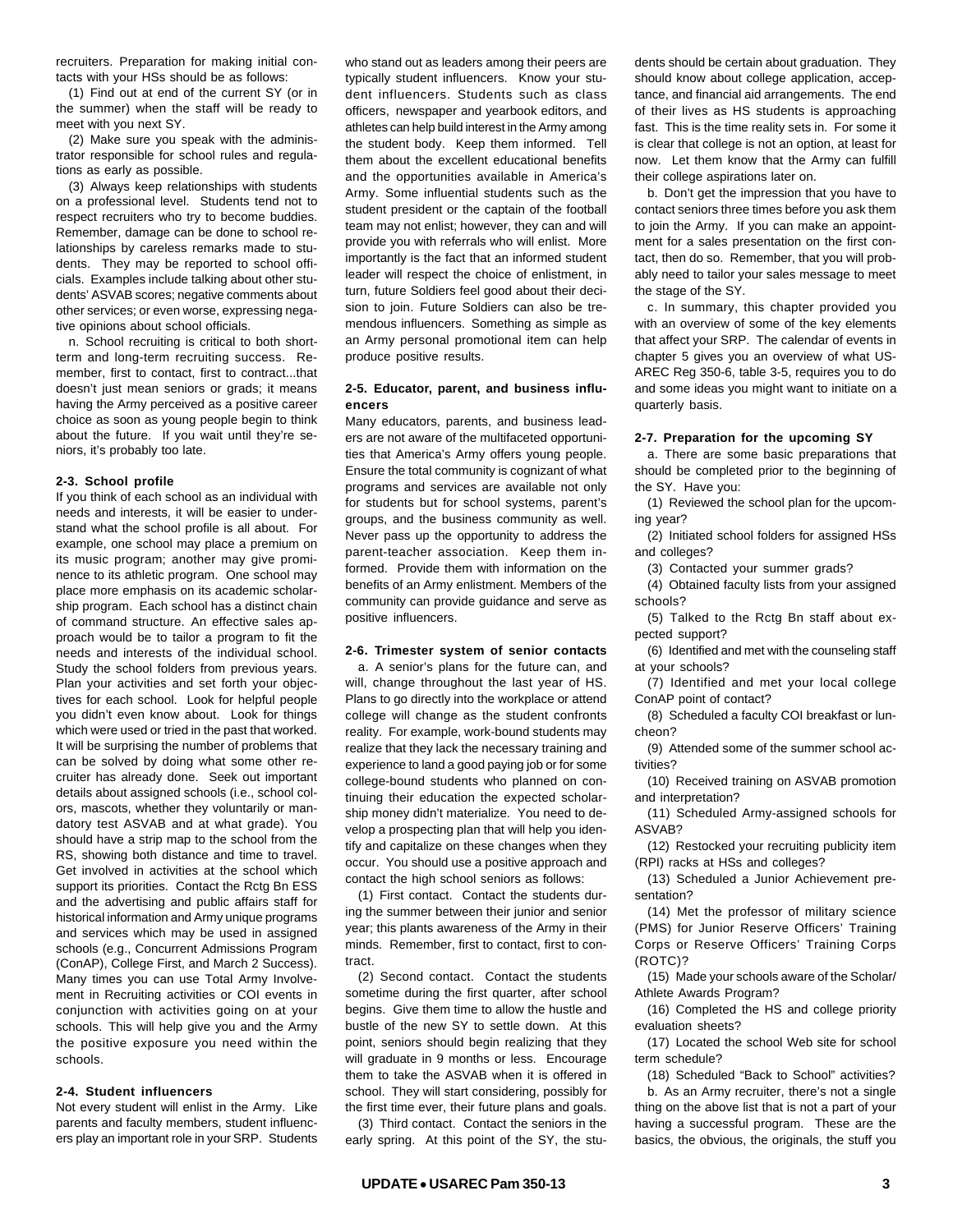recruiters. Preparation for making initial contacts with your HSs should be as follows:

(1) Find out at end of the current SY (or in the summer) when the staff will be ready to meet with you next SY.

(2) Make sure you speak with the administrator responsible for school rules and regulations as early as possible.

(3) Always keep relationships with students on a professional level. Students tend not to respect recruiters who try to become buddies. Remember, damage can be done to school relationships by careless remarks made to students. They may be reported to school officials. Examples include talking about other students' ASVAB scores; negative comments about other services; or even worse, expressing negative opinions about school officials.

n. School recruiting is critical to both short-term and long-term recruiting success. Remember, first to contact, first to contract...that doesn't just mean seniors or grads; it means having the Army perceived as a positive career choice as soon as young people begin to think about the future. If you wait until they're seniors, it's probably too late.

### 2-3. School profile

If you think of each school as an individual with needs and interests, it will be easier to understand what the school profile is all about. For example, one school may place a premium on its music program; another may give prominence to its athletic program. One school may place more emphasis on its academic scholarship program. Each school has a distinct chain of command structure. An effective sales approach would be to tailor a program to fit the needs and interests of the individual school. Study the school folders from previous years. Plan your activities and set forth your objectives for each school. Look for helpful people you didn't even know about. Look for things which were used or tried in the past that worked. It will be surprising the number of problems that can be solved by doing what some other recruiter has already done. Seek out important details about assigned schools (i.e., school colors, mascots, whether they voluntarily or mandatory test ASVAB and at what grade). You should have a strip map to the school from the RS, showing both distance and time to travel. Get involved in activities at the school which support its priorities. Contact the Rctg Bn ESS and the advertising and public affairs staff for historical information and Army unique programs and services which may be used in assigned schools (e.g., Concurrent Admissions Program (ConAP), College First, and March 2 Success). Many times you can use Total Army Involvement in Recruiting activities or COI events in conjunction with activities going on at your schools. This will help give you and the Army the positive exposure you need within the schools.

### 2-4. Student influencers

Not every student will enlist in the Army. Like parents and faculty members, student influencers play an important role in your SRP. Students who stand out as leaders among their peers are typically student influencers. Know your student influencers. Students such as class officers, newspaper and yearbook editors, and athletes can help build interest in the Army among the student body. Keep them informed. Tell them about the excellent educational benefits and the opportunities available in America's Army. Some influential students such as the student president or the captain of the football team may not enlist; however, they can and will provide you with referrals who will enlist. More importantly is the fact that an informed student leader will respect the choice of enlistment, in turn, future Soldiers feel good about their decision to join. Future Soldiers can also be tremendous influencers. Something as simple as an Army personal promotional item can help produce positive results.

### 2-5. Educator, parent, and business influencers

Many educators, parents, and business leaders are not aware of the multifaceted opportunities that America's Army offers young people. Ensure the total community is cognizant of what programs and services are available not only for students but for school systems, parent's groups, and the business community as well. Never pass up the opportunity to address the parent-teacher association. Keep them informed. Provide them with information on the benefits of an Army enlistment. Members of the community can provide guidance and serve as positive influencers.

### 2-6. Trimester system of senior contacts

a. A senior's plans for the future can, and will, change throughout the last year of HS. Plans to go directly into the workplace or attend college will change as the student confronts reality. For example, work-bound students may realize that they lack the necessary training and experience to land a good paying job or for some college-bound students who planned on continuing their education the expected scholarship money didn't materialize. You need to develop a prospecting plan that will help you identify and capitalize on these changes when they occur. You should use a positive approach and contact the high school seniors as follows:

(1) First contact. Contact the students during the summer between their junior and senior year; this plants awareness of the Army in their minds. Remember, first to contact, first to contract.

(2) Second contact. Contact the students sometime during the first quarter, after school begins. Give them time to allow the hustle and bustle of the new SY to settle down. At this point, seniors should begin realizing that they will graduate in 9 months or less. Encourage them to take the ASVAB when it is offered in school. They will start considering, possibly for the first time ever, their future plans and goals.

(3) Third contact. Contact the seniors in the early spring. At this point of the SY, the students should be certain about graduation. They should know about college application, acceptance, and financial aid arrangements. The end of their lives as HS students is approaching fast. This is the time reality sets in. For some it is clear that college is not an option, at least for now. Let them know that the Army can fulfill their college aspirations later on.

b. Don't get the impression that you have to contact seniors three times before you ask them to join the Army. If you can make an appointment for a sales presentation on the first contact, then do so. Remember, that you will probably need to tailor your sales message to meet the stage of the SY.

c. In summary, this chapter provided you with an overview of some of the key elements that affect your SRP. The calendar of events in chapter 5 gives you an overview of what USAREC Reg 350-6, table 3-5, requires you to do and some ideas you might want to initiate on a quarterly basis.

### 2-7. Preparation for the upcoming SY

a. There are some basic preparations that should be completed prior to the beginning of the SY. Have you:

(1) Reviewed the school plan for the upcoming year?

(2) Initiated school folders for assigned HSs and colleges?

(3) Contacted your summer grads?

(4) Obtained faculty lists from your assigned schools?

(5) Talked to the Rctg Bn staff about expected support?

(6) Identified and met with the counseling staff at your schools?

(7) Identified and met your local college ConAP point of contact?

(8) Scheduled a faculty COI breakfast or luncheon?

(9) Attended some of the summer school activities?

(10) Received training on ASVAB promotion and interpretation?

(11) Scheduled Army-assigned schools for ASVAB?

(12) Restocked your recruiting publicity item (RPI) racks at HSs and colleges?

(13) Scheduled a Junior Achievement presentation?

(14) Met the professor of military science (PMS) for Junior Reserve Officers' Training Corps or Reserve Officers' Training Corps (ROTC)?

(15) Made your schools aware of the Scholar/Athlete Awards Program?

(16) Completed the HS and college priority evaluation sheets?

(17) Located the school Web site for school term schedule?

(18) Scheduled "Back to School" activities?

b. As an Army recruiter, there's not a single thing on the above list that is not a part of your having a successful program. These are the basics, the obvious, the originals, the stuff you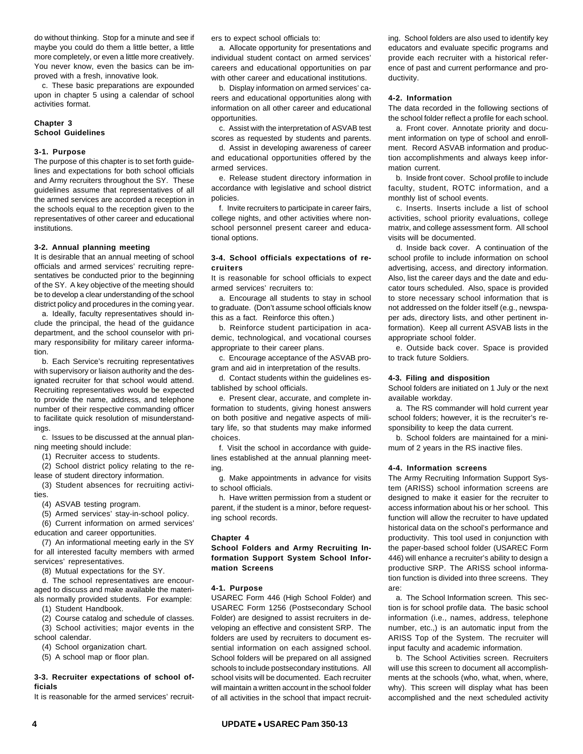do without thinking. Stop for a minute and see if maybe you could do them a little better, a little more completely, or even a little more creatively. You never know, even the basics can be improved with a fresh, innovative look.

c. These basic preparations are expounded upon in chapter 5 using a calendar of school activities format.

## Chapter 3
## School Guidelines

### 3-1. Purpose

The purpose of this chapter is to set forth guidelines and expectations for both school officials and Army recruiters throughout the SY. These guidelines assume that representatives of all the armed services are accorded a reception in the schools equal to the reception given to the representatives of other career and educational institutions.

### 3-2. Annual planning meeting

It is desirable that an annual meeting of school officials and armed services' recruiting representatives be conducted prior to the beginning of the SY. A key objective of the meeting should be to develop a clear understanding of the school district policy and procedures in the coming year.

a. Ideally, faculty representatives should include the principal, the head of the guidance department, and the school counselor with primary responsibility for military career information.

b. Each Service's recruiting representatives with supervisory or liaison authority and the designated recruiter for that school would attend. Recruiting representatives would be expected to provide the name, address, and telephone number of their respective commanding officer to facilitate quick resolution of misunderstandings.

c. Issues to be discussed at the annual planning meeting should include:

(1) Recruiter access to students.

(2) School district policy relating to the release of student directory information.

(3) Student absences for recruiting activities.

(4) ASVAB testing program.

(5) Armed services' stay-in-school policy.

(6) Current information on armed services' education and career opportunities.

(7) An informational meeting early in the SY for all interested faculty members with armed services' representatives.

(8) Mutual expectations for the SY.

d. The school representatives are encouraged to discuss and make available the materials normally provided students. For example:

(1) Student Handbook.

(2) Course catalog and schedule of classes.

(3) School activities; major events in the school calendar.

(4) School organization chart.

(5) A school map or floor plan.

### 3-3. Recruiter expectations of school officials

It is reasonable for the armed services' recruiters to expect school officials to:

a. Allocate opportunity for presentations and individual student contact on armed services' careers and educational opportunities on par with other career and educational institutions.

b. Display information on armed services' careers and educational opportunities along with information on all other career and educational opportunities.

c. Assist with the interpretation of ASVAB test scores as requested by students and parents.

d. Assist in developing awareness of career and educational opportunities offered by the armed services.

e. Release student directory information in accordance with legislative and school district policies.

f. Invite recruiters to participate in career fairs, college nights, and other activities where non-school personnel present career and educational options.

### 3-4. School officials expectations of recruiters

It is reasonable for school officials to expect armed services' recruiters to:

a. Encourage all students to stay in school to graduate. (Don't assume school officials know this as a fact. Reinforce this often.)

b. Reinforce student participation in academic, technological, and vocational courses appropriate to their career plans.

c. Encourage acceptance of the ASVAB program and aid in interpretation of the results.

d. Contact students within the guidelines established by school officials.

e. Present clear, accurate, and complete information to students, giving honest answers on both positive and negative aspects of military life, so that students may make informed choices.

f. Visit the school in accordance with guidelines established at the annual planning meeting.

g. Make appointments in advance for visits to school officials.

h. Have written permission from a student or parent, if the student is a minor, before requesting school records.

## Chapter 4
## School Folders and Army Recruiting Information Support System School Information Screens

### 4-1. Purpose

USAREC Form 446 (High School Folder) and USAREC Form 1256 (Postsecondary School Folder) are designed to assist recruiters in developing an effective and consistent SRP. The folders are used by recruiters to document essential information on each assigned school. School folders will be prepared on all assigned schools to include postsecondary institutions. All school visits will be documented. Each recruiter will maintain a written account in the school folder of all activities in the school that impact recruiting. School folders are also used to identify key educators and evaluate specific programs and provide each recruiter with a historical reference of past and current performance and productivity.

### 4-2. Information

The data recorded in the following sections of the school folder reflect a profile for each school.

a. Front cover. Annotate priority and document information on type of school and enrollment. Record ASVAB information and production accomplishments and always keep information current.

b. Inside front cover. School profile to include faculty, student, ROTC information, and a monthly list of school events.

c. Inserts. Inserts include a list of school activities, school priority evaluations, college matrix, and college assessment form. All school visits will be documented.

d. Inside back cover. A continuation of the school profile to include information on school advertising, access, and directory information. Also, list the career days and the date and educator tours scheduled. Also, space is provided to store necessary school information that is not addressed on the folder itself (e.g., newspaper ads, directory lists, and other pertinent information). Keep all current ASVAB lists in the appropriate school folder.

e. Outside back cover. Space is provided to track future Soldiers.

### 4-3. Filing and disposition

School folders are initiated on 1 July or the next available workday.

a. The RS commander will hold current year school folders; however, it is the recruiter's responsibility to keep the data current.

b. School folders are maintained for a minimum of 2 years in the RS inactive files.

### 4-4. Information screens

The Army Recruiting Information Support System (ARISS) school information screens are designed to make it easier for the recruiter to access information about his or her school. This function will allow the recruiter to have updated historical data on the school's performance and productivity. This tool used in conjunction with the paper-based school folder (USAREC Form 446) will enhance a recruiter's ability to design a productive SRP. The ARISS school information function is divided into three screens. They are:

a. The School Information screen. This section is for school profile data. The basic school information (i.e., names, address, telephone number, etc.,) is an automatic input from the ARISS Top of the System. The recruiter will input faculty and academic information.

b. The School Activities screen. Recruiters will use this screen to document all accomplishments at the schools (who, what, when, where, why). This screen will display what has been accomplished and the next scheduled activity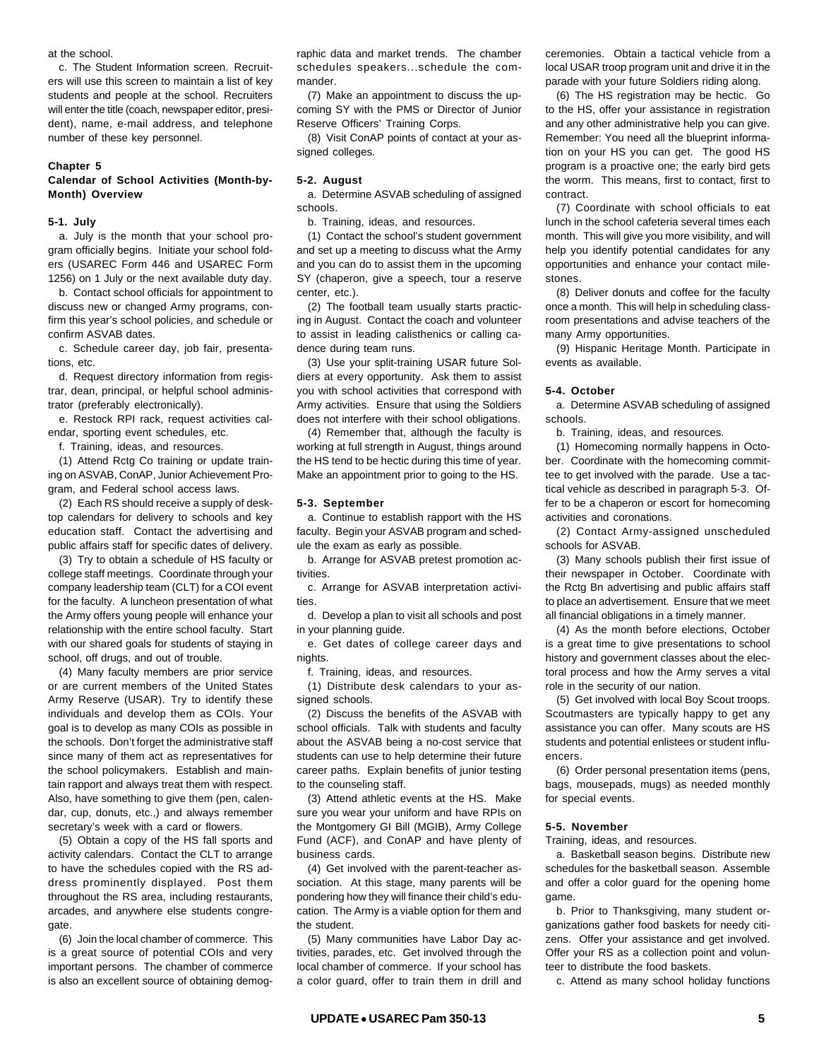at the school.

c. The Student Information screen. Recruiters will use this screen to maintain a list of key students and people at the school. Recruiters will enter the title (coach, newspaper editor, president), name, e-mail address, and telephone number of these key personnel.

## Chapter 5
## Calendar of School Activities (Month-by-Month) Overview

### 5-1. July

a. July is the month that your school program officially begins. Initiate your school folders (USAREC Form 446 and USAREC Form 1256) on 1 July or the next available duty day.

b. Contact school officials for appointment to discuss new or changed Army programs, confirm this year's school policies, and schedule or confirm ASVAB dates.

c. Schedule career day, job fair, presentations, etc.

d. Request directory information from registrar, dean, principal, or helpful school administrator (preferably electronically).

e. Restock RPI rack, request activities calendar, sporting event schedules, etc.

f. Training, ideas, and resources.

(1) Attend Rctg Co training or update training on ASVAB, ConAP, Junior Achievement Program, and Federal school access laws.

(2) Each RS should receive a supply of desktop calendars for delivery to schools and key education staff. Contact the advertising and public affairs staff for specific dates of delivery.

(3) Try to obtain a schedule of HS faculty or college staff meetings. Coordinate through your company leadership team (CLT) for a COI event for the faculty. A luncheon presentation of what the Army offers young people will enhance your relationship with the entire school faculty. Start with our shared goals for students of staying in school, off drugs, and out of trouble.

(4) Many faculty members are prior service or are current members of the United States Army Reserve (USAR). Try to identify these individuals and develop them as COIs. Your goal is to develop as many COIs as possible in the schools. Don't forget the administrative staff since many of them act as representatives for the school policymakers. Establish and maintain rapport and always treat them with respect. Also, have something to give them (pen, calendar, cup, donuts, etc.,) and always remember secretary's week with a card or flowers.

(5) Obtain a copy of the HS fall sports and activity calendars. Contact the CLT to arrange to have the schedules copied with the RS address prominently displayed. Post them throughout the RS area, including restaurants, arcades, and anywhere else students congregate.

(6) Join the local chamber of commerce. This is a great source of potential COIs and very important persons. The chamber of commerce is also an excellent source of obtaining demographic data and market trends. The chamber schedules speakers...schedule the commander.

(7) Make an appointment to discuss the upcoming SY with the PMS or Director of Junior Reserve Officers' Training Corps.

(8) Visit ConAP points of contact at your assigned colleges.

### 5-2. August

a. Determine ASVAB scheduling of assigned schools.

b. Training, ideas, and resources.

(1) Contact the school's student government and set up a meeting to discuss what the Army and you can do to assist them in the upcoming SY (chaperon, give a speech, tour a reserve center, etc.).

(2) The football team usually starts practicing in August. Contact the coach and volunteer to assist in leading calisthenics or calling cadence during team runs.

(3) Use your split-training USAR future Soldiers at every opportunity. Ask them to assist you with school activities that correspond with Army activities. Ensure that using the Soldiers does not interfere with their school obligations.

(4) Remember that, although the faculty is working at full strength in August, things around the HS tend to be hectic during this time of year. Make an appointment prior to going to the HS.

### 5-3. September

a. Continue to establish rapport with the HS faculty. Begin your ASVAB program and schedule the exam as early as possible.

b. Arrange for ASVAB pretest promotion activities.

c. Arrange for ASVAB interpretation activities.

d. Develop a plan to visit all schools and post in your planning guide.

e. Get dates of college career days and nights.

f. Training, ideas, and resources.

(1) Distribute desk calendars to your assigned schools.

(2) Discuss the benefits of the ASVAB with school officials. Talk with students and faculty about the ASVAB being a no-cost service that students can use to help determine their future career paths. Explain benefits of junior testing to the counseling staff.

(3) Attend athletic events at the HS. Make sure you wear your uniform and have RPIs on the Montgomery GI Bill (MGIB), Army College Fund (ACF), and ConAP and have plenty of business cards.

(4) Get involved with the parent-teacher association. At this stage, many parents will be pondering how they will finance their child's education. The Army is a viable option for them and the student.

(5) Many communities have Labor Day activities, parades, etc. Get involved through the local chamber of commerce. If your school has a color guard, offer to train them in drill and ceremonies. Obtain a tactical vehicle from a local USAR troop program unit and drive it in the parade with your future Soldiers riding along.

(6) The HS registration may be hectic. Go to the HS, offer your assistance in registration and any other administrative help you can give. Remember: You need all the blueprint information on your HS you can get. The good HS program is a proactive one; the early bird gets the worm. This means, first to contact, first to contract.

(7) Coordinate with school officials to eat lunch in the school cafeteria several times each month. This will give you more visibility, and will help you identify potential candidates for any opportunities and enhance your contact milestones.

(8) Deliver donuts and coffee for the faculty once a month. This will help in scheduling classroom presentations and advise teachers of the many Army opportunities.

(9) Hispanic Heritage Month. Participate in events as available.

### 5-4. October

a. Determine ASVAB scheduling of assigned schools.

b. Training, ideas, and resources.

(1) Homecoming normally happens in October. Coordinate with the homecoming committee to get involved with the parade. Use a tactical vehicle as described in paragraph 5-3. Offer to be a chaperon or escort for homecoming activities and coronations.

(2) Contact Army-assigned unscheduled schools for ASVAB.

(3) Many schools publish their first issue of their newspaper in October. Coordinate with the Rctg Bn advertising and public affairs staff to place an advertisement. Ensure that we meet all financial obligations in a timely manner.

(4) As the month before elections, October is a great time to give presentations to school history and government classes about the electoral process and how the Army serves a vital role in the security of our nation.

(5) Get involved with local Boy Scout troops. Scoutmasters are typically happy to get any assistance you can offer. Many scouts are HS students and potential enlistees or student influencers.

(6) Order personal presentation items (pens, bags, mousepads, mugs) as needed monthly for special events.

### 5-5. November

Training, ideas, and resources.

a. Basketball season begins. Distribute new schedules for the basketball season. Assemble and offer a color guard for the opening home game.

b. Prior to Thanksgiving, many student organizations gather food baskets for needy citizens. Offer your assistance and get involved. Offer your RS as a collection point and volunteer to distribute the food baskets.

c. Attend as many school holiday functions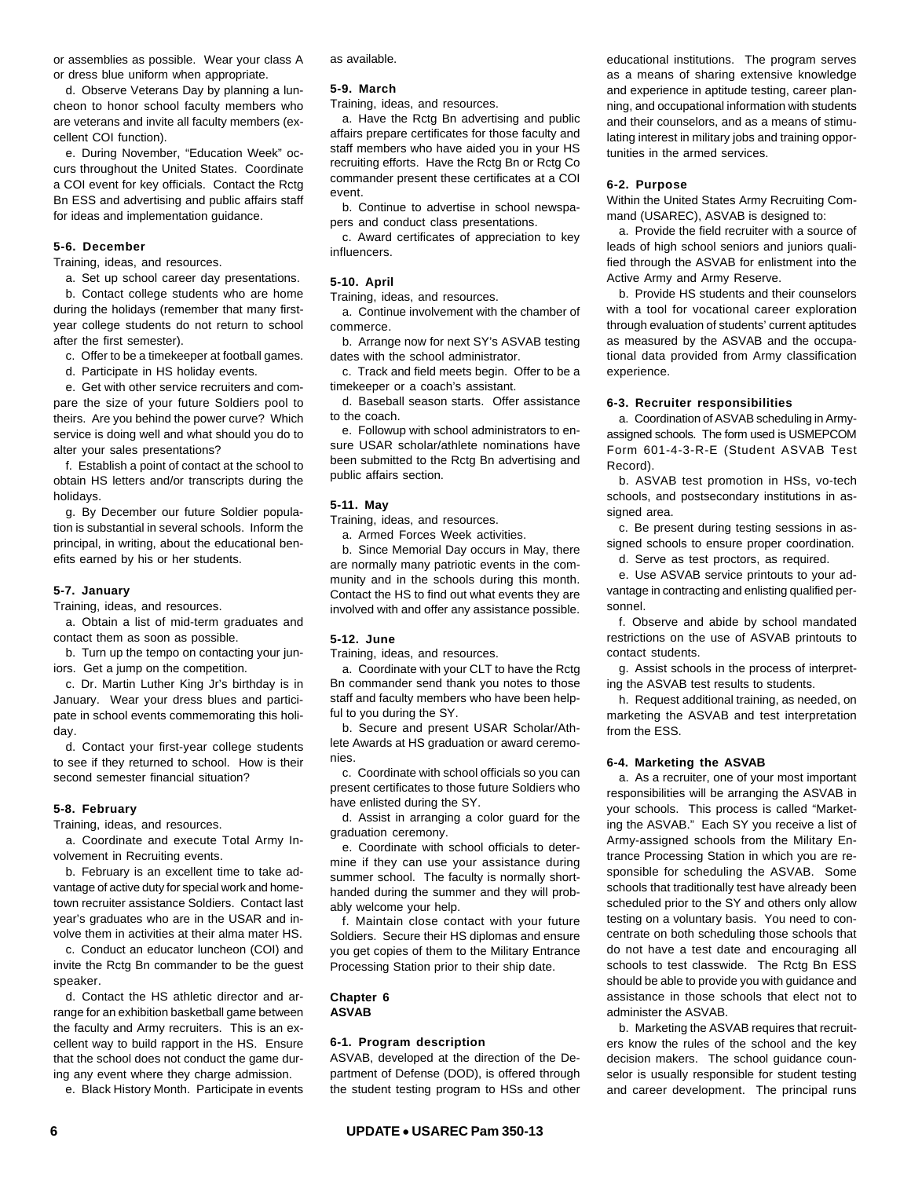or assemblies as possible. Wear your class A or dress blue uniform when appropriate.

d. Observe Veterans Day by planning a luncheon to honor school faculty members who are veterans and invite all faculty members (excellent COI function).

e. During November, "Education Week" occurs throughout the United States. Coordinate a COI event for key officials. Contact the Rctg Bn ESS and advertising and public affairs staff for ideas and implementation guidance.

#### 5-6. December

Training, ideas, and resources.

a. Set up school career day presentations.

b. Contact college students who are home during the holidays (remember that many first-year college students do not return to school after the first semester).

c. Offer to be a timekeeper at football games.

d. Participate in HS holiday events.

e. Get with other service recruiters and compare the size of your future Soldiers pool to theirs. Are you behind the power curve? Which service is doing well and what should you do to alter your sales presentations?

f. Establish a point of contact at the school to obtain HS letters and/or transcripts during the holidays.

g. By December our future Soldier population is substantial in several schools. Inform the principal, in writing, about the educational benefits earned by his or her students.

#### 5-7. January

Training, ideas, and resources.

a. Obtain a list of mid-term graduates and contact them as soon as possible.

b. Turn up the tempo on contacting your juniors. Get a jump on the competition.

c. Dr. Martin Luther King Jr's birthday is in January. Wear your dress blues and participate in school events commemorating this holiday.

d. Contact your first-year college students to see if they returned to school. How is their second semester financial situation?

#### 5-8. February

Training, ideas, and resources.

a. Coordinate and execute Total Army Involvement in Recruiting events.

b. February is an excellent time to take advantage of active duty for special work and hometown recruiter assistance Soldiers. Contact last year's graduates who are in the USAR and involve them in activities at their alma mater HS.

c. Conduct an educator luncheon (COI) and invite the Rctg Bn commander to be the guest speaker.

d. Contact the HS athletic director and arrange for an exhibition basketball game between the faculty and Army recruiters. This is an excellent way to build rapport in the HS. Ensure that the school does not conduct the game during any event where they charge admission.

e. Black History Month. Participate in events as available.

#### 5-9. March

Training, ideas, and resources.

a. Have the Rctg Bn advertising and public affairs prepare certificates for those faculty and staff members who have aided you in your HS recruiting efforts. Have the Rctg Bn or Rctg Co commander present these certificates at a COI event.

b. Continue to advertise in school newspapers and conduct class presentations.

c. Award certificates of appreciation to key influencers.

#### 5-10. April

Training, ideas, and resources.

a. Continue involvement with the chamber of commerce.

b. Arrange now for next SY's ASVAB testing dates with the school administrator.

c. Track and field meets begin. Offer to be a timekeeper or a coach's assistant.

d. Baseball season starts. Offer assistance to the coach.

e. Followup with school administrators to ensure USAR scholar/athlete nominations have been submitted to the Rctg Bn advertising and public affairs section.

#### 5-11. May

Training, ideas, and resources.

a. Armed Forces Week activities.

b. Since Memorial Day occurs in May, there are normally many patriotic events in the community and in the schools during this month. Contact the HS to find out what events they are involved with and offer any assistance possible.

#### 5-12. June

Training, ideas, and resources.

a. Coordinate with your CLT to have the Rctg Bn commander send thank you notes to those staff and faculty members who have been helpful to you during the SY.

b. Secure and present USAR Scholar/Athlete Awards at HS graduation or award ceremonies.

c. Coordinate with school officials so you can present certificates to those future Soldiers who have enlisted during the SY.

d. Assist in arranging a color guard for the graduation ceremony.

e. Coordinate with school officials to determine if they can use your assistance during summer school. The faculty is normally short-handed during the summer and they will probably welcome your help.

f. Maintain close contact with your future Soldiers. Secure their HS diplomas and ensure you get copies of them to the Military Entrance Processing Station prior to their ship date.

## Chapter 6
## ASVAB

#### 6-1. Program description

ASVAB, developed at the direction of the Department of Defense (DOD), is offered through the student testing program to HSs and other educational institutions. The program serves as a means of sharing extensive knowledge and experience in aptitude testing, career planning, and occupational information with students and their counselors, and as a means of stimulating interest in military jobs and training opportunities in the armed services.

#### 6-2. Purpose

Within the United States Army Recruiting Command (USAREC), ASVAB is designed to:

a. Provide the field recruiter with a source of leads of high school seniors and juniors qualified through the ASVAB for enlistment into the Active Army and Army Reserve.

b. Provide HS students and their counselors with a tool for vocational career exploration through evaluation of students' current aptitudes as measured by the ASVAB and the occupational data provided from Army classification experience.

#### 6-3. Recruiter responsibilities

a. Coordination of ASVAB scheduling in Army-assigned schools. The form used is USMEPCOM Form 601-4-3-R-E (Student ASVAB Test Record).

b. ASVAB test promotion in HSs, vo-tech schools, and postsecondary institutions in assigned area.

c. Be present during testing sessions in assigned schools to ensure proper coordination.

d. Serve as test proctors, as required.

e. Use ASVAB service printouts to your advantage in contracting and enlisting qualified personnel.

f. Observe and abide by school mandated restrictions on the use of ASVAB printouts to contact students.

g. Assist schools in the process of interpreting the ASVAB test results to students.

h. Request additional training, as needed, on marketing the ASVAB and test interpretation from the ESS.

#### 6-4. Marketing the ASVAB

a. As a recruiter, one of your most important responsibilities will be arranging the ASVAB in your schools. This process is called "Marketing the ASVAB." Each SY you receive a list of Army-assigned schools from the Military Entrance Processing Station in which you are responsible for scheduling the ASVAB. Some schools that traditionally test have already been scheduled prior to the SY and others only allow testing on a voluntary basis. You need to concentrate on both scheduling those schools that do not have a test date and encouraging all schools to test classwide. The Rctg Bn ESS should be able to provide you with guidance and assistance in those schools that elect not to administer the ASVAB.

b. Marketing the ASVAB requires that recruiters know the rules of the school and the key decision makers. The school guidance counselor is usually responsible for student testing and career development. The principal runs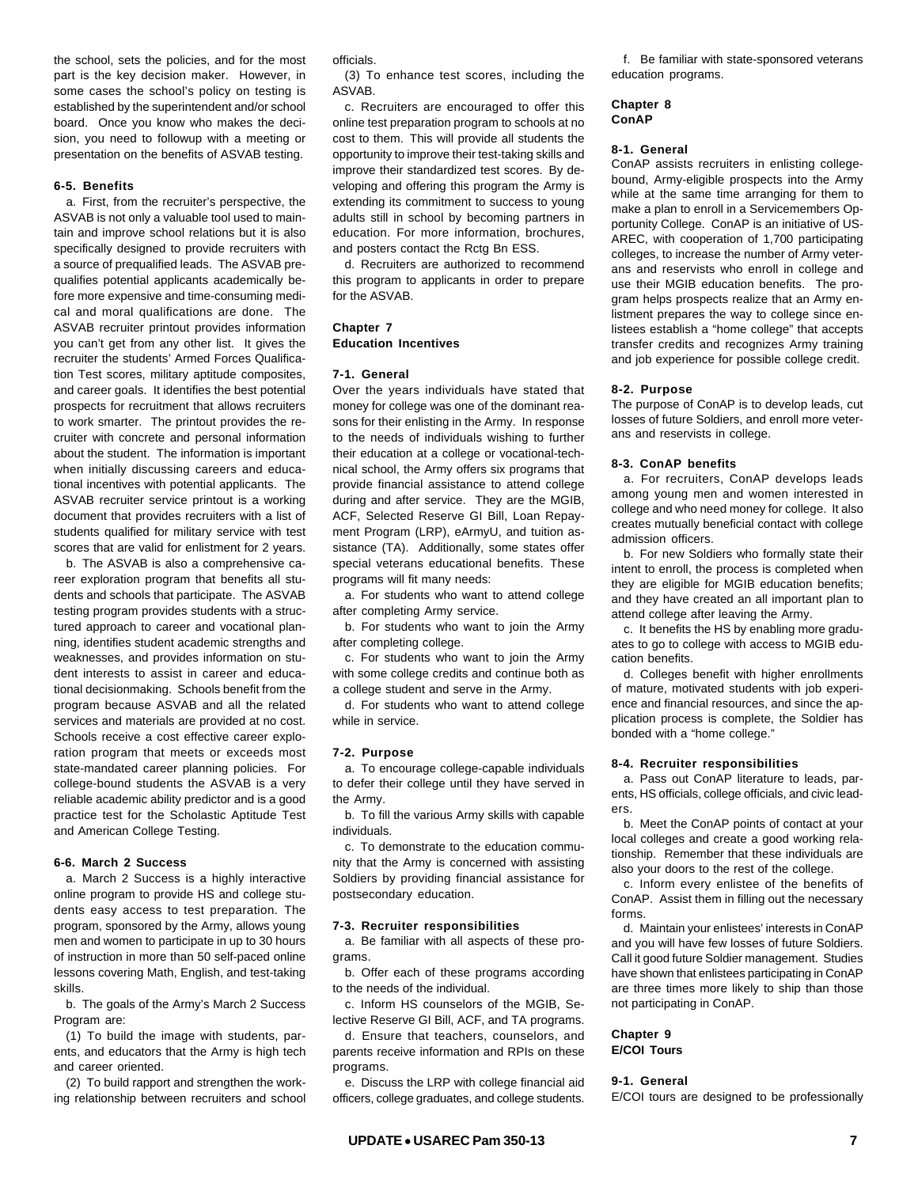the school, sets the policies, and for the most part is the key decision maker. However, in some cases the school's policy on testing is established by the superintendent and/or school board. Once you know who makes the decision, you need to followup with a meeting or presentation on the benefits of ASVAB testing.

**6-5. Benefits**

a. First, from the recruiter's perspective, the ASVAB is not only a valuable tool used to maintain and improve school relations but it is also specifically designed to provide recruiters with a source of prequalified leads. The ASVAB prequalifies potential applicants academically before more expensive and time-consuming medical and moral qualifications are done. The ASVAB recruiter printout provides information you can't get from any other list. It gives the recruiter the students' Armed Forces Qualification Test scores, military aptitude composites, and career goals. It identifies the best potential prospects for recruitment that allows recruiters to work smarter. The printout provides the recruiter with concrete and personal information about the student. The information is important when initially discussing careers and educational incentives with potential applicants. The ASVAB recruiter service printout is a working document that provides recruiters with a list of students qualified for military service with test scores that are valid for enlistment for 2 years.

b. The ASVAB is also a comprehensive career exploration program that benefits all students and schools that participate. The ASVAB testing program provides students with a structured approach to career and vocational planning, identifies student academic strengths and weaknesses, and provides information on student interests to assist in career and educational decisionmaking. Schools benefit from the program because ASVAB and all the related services and materials are provided at no cost. Schools receive a cost effective career exploration program that meets or exceeds most state-mandated career planning policies. For college-bound students the ASVAB is a very reliable academic ability predictor and is a good practice test for the Scholastic Aptitude Test and American College Testing.

**6-6. March 2 Success**

a. March 2 Success is a highly interactive online program to provide HS and college students easy access to test preparation. The program, sponsored by the Army, allows young men and women to participate in up to 30 hours of instruction in more than 50 self-paced online lessons covering Math, English, and test-taking skills.

b. The goals of the Army's March 2 Success Program are:

(1) To build the image with students, parents, and educators that the Army is high tech and career oriented.

(2) To build rapport and strengthen the working relationship between recruiters and school officials.

(3) To enhance test scores, including the ASVAB.

c. Recruiters are encouraged to offer this online test preparation program to schools at no cost to them. This will provide all students the opportunity to improve their test-taking skills and improve their standardized test scores. By developing and offering this program the Army is extending its commitment to success to young adults still in school by becoming partners in education. For more information, brochures, and posters contact the Rctg Bn ESS.

d. Recruiters are authorized to recommend this program to applicants in order to prepare for the ASVAB.

## Chapter 7
## Education Incentives

**7-1. General**

Over the years individuals have stated that money for college was one of the dominant reasons for their enlisting in the Army. In response to the needs of individuals wishing to further their education at a college or vocational-technical school, the Army offers six programs that provide financial assistance to attend college during and after service. They are the MGIB, ACF, Selected Reserve GI Bill, Loan Repayment Program (LRP), eArmyU, and tuition assistance (TA). Additionally, some states offer special veterans educational benefits. These programs will fit many needs:

a. For students who want to attend college after completing Army service.

b. For students who want to join the Army after completing college.

c. For students who want to join the Army with some college credits and continue both as a college student and serve in the Army.

d. For students who want to attend college while in service.

**7-2. Purpose**

a. To encourage college-capable individuals to defer their college until they have served in the Army.

b. To fill the various Army skills with capable individuals.

c. To demonstrate to the education community that the Army is concerned with assisting Soldiers by providing financial assistance for postsecondary education.

**7-3. Recruiter responsibilities**

a. Be familiar with all aspects of these programs.

b. Offer each of these programs according to the needs of the individual.

c. Inform HS counselors of the MGIB, Selective Reserve GI Bill, ACF, and TA programs.

d. Ensure that teachers, counselors, and parents receive information and RPIs on these programs.

e. Discuss the LRP with college financial aid officers, college graduates, and college students.

f. Be familiar with state-sponsored veterans education programs.

## Chapter 8
## ConAP

**8-1. General**

ConAP assists recruiters in enlisting college-bound, Army-eligible prospects into the Army while at the same time arranging for them to make a plan to enroll in a Servicemembers Opportunity College. ConAP is an initiative of USAREC, with cooperation of 1,700 participating colleges, to increase the number of Army veterans and reservists who enroll in college and use their MGIB education benefits. The program helps prospects realize that an Army enlistment prepares the way to college since enlistees establish a "home college" that accepts transfer credits and recognizes Army training and job experience for possible college credit.

**8-2. Purpose**

The purpose of ConAP is to develop leads, cut losses of future Soldiers, and enroll more veterans and reservists in college.

**8-3. ConAP benefits**

a. For recruiters, ConAP develops leads among young men and women interested in college and who need money for college. It also creates mutually beneficial contact with college admission officers.

b. For new Soldiers who formally state their intent to enroll, the process is completed when they are eligible for MGIB education benefits; and they have created an all important plan to attend college after leaving the Army.

c. It benefits the HS by enabling more graduates to go to college with access to MGIB education benefits.

d. Colleges benefit with higher enrollments of mature, motivated students with job experience and financial resources, and since the application process is complete, the Soldier has bonded with a "home college."

**8-4. Recruiter responsibilities**

a. Pass out ConAP literature to leads, parents, HS officials, college officials, and civic leaders.

b. Meet the ConAP points of contact at your local colleges and create a good working relationship. Remember that these individuals are also your doors to the rest of the college.

c. Inform every enlistee of the benefits of ConAP. Assist them in filling out the necessary forms.

d. Maintain your enlistees' interests in ConAP and you will have few losses of future Soldiers. Call it good future Soldier management. Studies have shown that enlistees participating in ConAP are three times more likely to ship than those not participating in ConAP.

## Chapter 9
## E/COI Tours

**9-1. General**

E/COI tours are designed to be professionally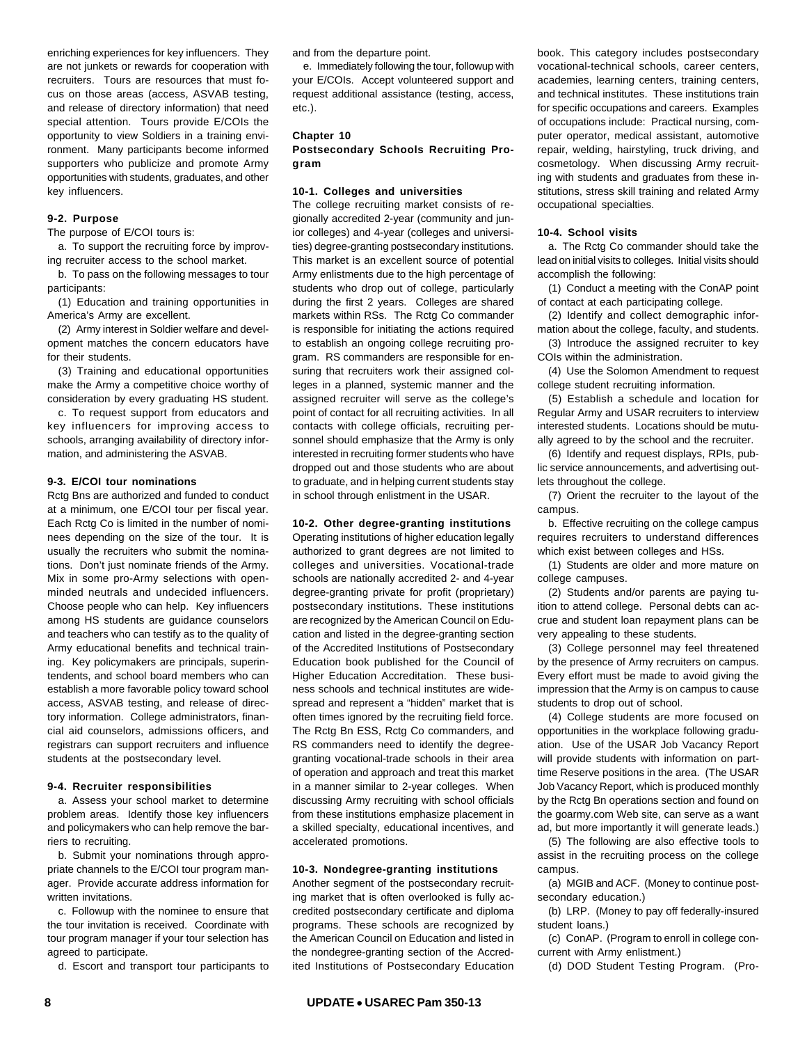enriching experiences for key influencers. They are not junkets or rewards for cooperation with recruiters. Tours are resources that must focus on those areas (access, ASVAB testing, and release of directory information) that need special attention. Tours provide E/COIs the opportunity to view Soldiers in a training environment. Many participants become informed supporters who publicize and promote Army opportunities with students, graduates, and other key influencers.

**9-2. Purpose**

The purpose of E/COI tours is:

a. To support the recruiting force by improving recruiter access to the school market.

b. To pass on the following messages to tour participants:

(1) Education and training opportunities in America's Army are excellent.

(2) Army interest in Soldier welfare and development matches the concern educators have for their students.

(3) Training and educational opportunities make the Army a competitive choice worthy of consideration by every graduating HS student.

c. To request support from educators and key influencers for improving access to schools, arranging availability of directory information, and administering the ASVAB.

**9-3. E/COI tour nominations**

Rctg Bns are authorized and funded to conduct at a minimum, one E/COI tour per fiscal year. Each Rctg Co is limited in the number of nominees depending on the size of the tour. It is usually the recruiters who submit the nominations. Don't just nominate friends of the Army. Mix in some pro-Army selections with open-minded neutrals and undecided influencers. Choose people who can help. Key influencers among HS students are guidance counselors and teachers who can testify as to the quality of Army educational benefits and technical training. Key policymakers are principals, superintendents, and school board members who can establish a more favorable policy toward school access, ASVAB testing, and release of directory information. College administrators, financial aid counselors, admissions officers, and registrars can support recruiters and influence students at the postsecondary level.

**9-4. Recruiter responsibilities**

a. Assess your school market to determine problem areas. Identify those key influencers and policymakers who can help remove the barriers to recruiting.

b. Submit your nominations through appropriate channels to the E/COI tour program manager. Provide accurate address information for written invitations.

c. Followup with the nominee to ensure that the tour invitation is received. Coordinate with tour program manager if your tour selection has agreed to participate.

d. Escort and transport tour participants to and from the departure point.

e. Immediately following the tour, followup with your E/COIs. Accept volunteered support and request additional assistance (testing, access, etc.).

## Chapter 10
## Postsecondary Schools Recruiting Program

**10-1. Colleges and universities**

The college recruiting market consists of regionally accredited 2-year (community and junior colleges) and 4-year (colleges and universities) degree-granting postsecondary institutions. This market is an excellent source of potential Army enlistments due to the high percentage of students who drop out of college, particularly during the first 2 years. Colleges are shared markets within RSs. The Rctg Co commander is responsible for initiating the actions required to establish an ongoing college recruiting program. RS commanders are responsible for ensuring that recruiters work their assigned colleges in a planned, systemic manner and the assigned recruiter will serve as the college's point of contact for all recruiting activities. In all contacts with college officials, recruiting personnel should emphasize that the Army is only interested in recruiting former students who have dropped out and those students who are about to graduate, and in helping current students stay in school through enlistment in the USAR.

**10-2. Other degree-granting institutions**

Operating institutions of higher education legally authorized to grant degrees are not limited to colleges and universities. Vocational-trade schools are nationally accredited 2- and 4-year degree-granting private for profit (proprietary) postsecondary institutions. These institutions are recognized by the American Council on Education and listed in the degree-granting section of the Accredited Institutions of Postsecondary Education book published for the Council of Higher Education Accreditation. These business schools and technical institutes are widespread and represent a "hidden" market that is often times ignored by the recruiting field force. The Rctg Bn ESS, Rctg Co commanders, and RS commanders need to identify the degree-granting vocational-trade schools in their area of operation and approach and treat this market in a manner similar to 2-year colleges. When discussing Army recruiting with school officials from these institutions emphasize placement in a skilled specialty, educational incentives, and accelerated promotions.

**10-3. Nondegree-granting institutions**

Another segment of the postsecondary recruiting market that is often overlooked is fully accredited postsecondary certificate and diploma programs. These schools are recognized by the American Council on Education and listed in the nondegree-granting section of the Accredited Institutions of Postsecondary Education book. This category includes postsecondary vocational-technical schools, career centers, academies, learning centers, training centers, and technical institutes. These institutions train for specific occupations and careers. Examples of occupations include: Practical nursing, computer operator, medical assistant, automotive repair, welding, hairstyling, truck driving, and cosmetology. When discussing Army recruiting with students and graduates from these institutions, stress skill training and related Army occupational specialties.

**10-4. School visits**

a. The Rctg Co commander should take the lead on initial visits to colleges. Initial visits should accomplish the following:

(1) Conduct a meeting with the ConAP point of contact at each participating college.

(2) Identify and collect demographic information about the college, faculty, and students.

(3) Introduce the assigned recruiter to key COIs within the administration.

(4) Use the Solomon Amendment to request college student recruiting information.

(5) Establish a schedule and location for Regular Army and USAR recruiters to interview interested students. Locations should be mutually agreed to by the school and the recruiter.

(6) Identify and request displays, RPIs, public service announcements, and advertising outlets throughout the college.

(7) Orient the recruiter to the layout of the campus.

b. Effective recruiting on the college campus requires recruiters to understand differences which exist between colleges and HSs.

(1) Students are older and more mature on college campuses.

(2) Students and/or parents are paying tuition to attend college. Personal debts can accrue and student loan repayment plans can be very appealing to these students.

(3) College personnel may feel threatened by the presence of Army recruiters on campus. Every effort must be made to avoid giving the impression that the Army is on campus to cause students to drop out of school.

(4) College students are more focused on opportunities in the workplace following graduation. Use of the USAR Job Vacancy Report will provide students with information on part-time Reserve positions in the area. (The USAR Job Vacancy Report, which is produced monthly by the Rctg Bn operations section and found on the goarmy.com Web site, can serve as a want ad, but more importantly it will generate leads.)

(5) The following are also effective tools to assist in the recruiting process on the college campus.

(a) MGIB and ACF. (Money to continue postsecondary education.)

(b) LRP. (Money to pay off federally-insured student loans.)

(c) ConAP. (Program to enroll in college concurrent with Army enlistment.)

(d) DOD Student Testing Program. (Pro-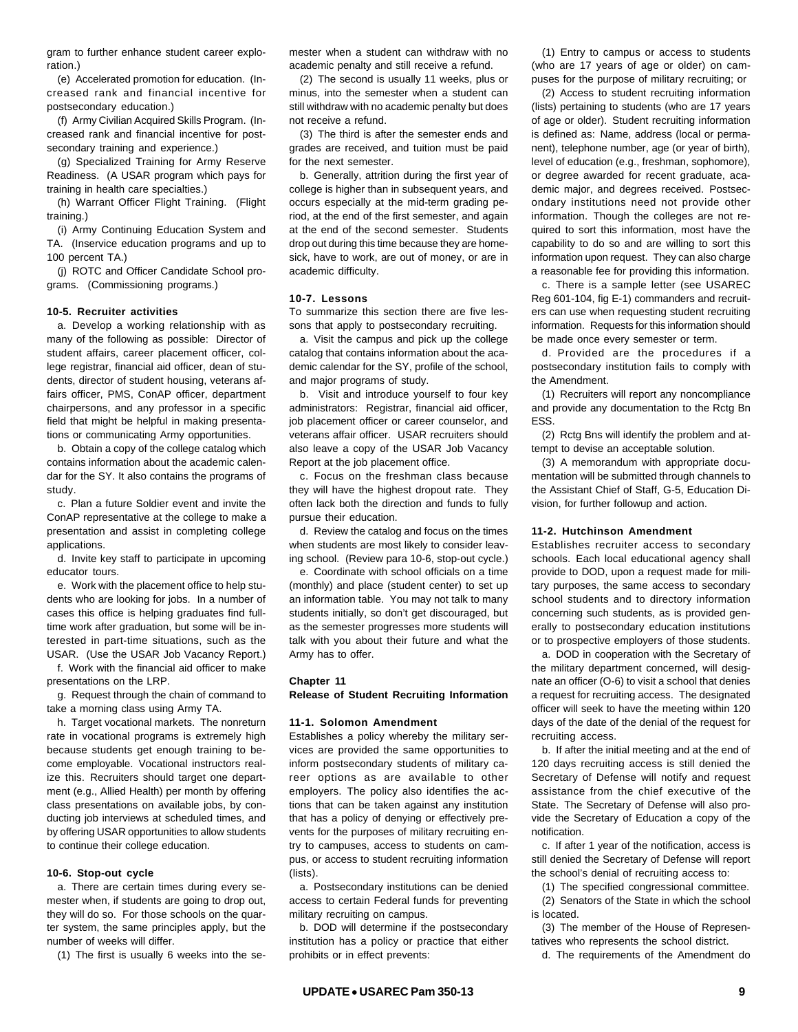gram to further enhance student career exploration.)

(e) Accelerated promotion for education. (Increased rank and financial incentive for postsecondary education.)

(f) Army Civilian Acquired Skills Program. (Increased rank and financial incentive for postsecondary training and experience.)

(g) Specialized Training for Army Reserve Readiness. (A USAR program which pays for training in health care specialties.)

(h) Warrant Officer Flight Training. (Flight training.)

(i) Army Continuing Education System and TA. (Inservice education programs and up to 100 percent TA.)

(j) ROTC and Officer Candidate School programs. (Commissioning programs.)

**10-5. Recruiter activities**

a. Develop a working relationship with as many of the following as possible: Director of student affairs, career placement officer, college registrar, financial aid officer, dean of students, director of student housing, veterans affairs officer, PMS, ConAP officer, department chairpersons, and any professor in a specific field that might be helpful in making presentations or communicating Army opportunities.

b. Obtain a copy of the college catalog which contains information about the academic calendar for the SY. It also contains the programs of study.

c. Plan a future Soldier event and invite the ConAP representative at the college to make a presentation and assist in completing college applications.

d. Invite key staff to participate in upcoming educator tours.

e. Work with the placement office to help students who are looking for jobs. In a number of cases this office is helping graduates find full-time work after graduation, but some will be interested in part-time situations, such as the USAR. (Use the USAR Job Vacancy Report.)

f. Work with the financial aid officer to make presentations on the LRP.

g. Request through the chain of command to take a morning class using Army TA.

h. Target vocational markets. The nonreturn rate in vocational programs is extremely high because students get enough training to become employable. Vocational instructors realize this. Recruiters should target one department (e.g., Allied Health) per month by offering class presentations on available jobs, by conducting job interviews at scheduled times, and by offering USAR opportunities to allow students to continue their college education.

**10-6. Stop-out cycle**

a. There are certain times during every semester when, if students are going to drop out, they will do so. For those schools on the quarter system, the same principles apply, but the number of weeks will differ.

(1) The first is usually 6 weeks into the semester when a student can withdraw with no academic penalty and still receive a refund.

(2) The second is usually 11 weeks, plus or minus, into the semester when a student can still withdraw with no academic penalty but does not receive a refund.

(3) The third is after the semester ends and grades are received, and tuition must be paid for the next semester.

b. Generally, attrition during the first year of college is higher than in subsequent years, and occurs especially at the mid-term grading period, at the end of the first semester, and again at the end of the second semester. Students drop out during this time because they are homesick, have to work, are out of money, or are in academic difficulty.

**10-7. Lessons**

To summarize this section there are five lessons that apply to postsecondary recruiting.

a. Visit the campus and pick up the college catalog that contains information about the academic calendar for the SY, profile of the school, and major programs of study.

b. Visit and introduce yourself to four key administrators: Registrar, financial aid officer, job placement officer or career counselor, and veterans affair officer. USAR recruiters should also leave a copy of the USAR Job Vacancy Report at the job placement office.

c. Focus on the freshman class because they will have the highest dropout rate. They often lack both the direction and funds to fully pursue their education.

d. Review the catalog and focus on the times when students are most likely to consider leaving school. (Review para 10-6, stop-out cycle.)

e. Coordinate with school officials on a time (monthly) and place (student center) to set up an information table. You may not talk to many students initially, so don't get discouraged, but as the semester progresses more students will talk with you about their future and what the Army has to offer.

## Chapter 11
## Release of Student Recruiting Information

**11-1. Solomon Amendment**

Establishes a policy whereby the military services are provided the same opportunities to inform postsecondary students of military career options as are available to other employers. The policy also identifies the actions that can be taken against any institution that has a policy of denying or effectively prevents for the purposes of military recruiting entry to campuses, access to students on campus, or access to student recruiting information (lists).

a. Postsecondary institutions can be denied access to certain Federal funds for preventing military recruiting on campus.

b. DOD will determine if the postsecondary institution has a policy or practice that either prohibits or in effect prevents:

(1) Entry to campus or access to students (who are 17 years of age or older) on campuses for the purpose of military recruiting; or

(2) Access to student recruiting information (lists) pertaining to students (who are 17 years of age or older). Student recruiting information is defined as: Name, address (local or permanent), telephone number, age (or year of birth), level of education (e.g., freshman, sophomore), or degree awarded for recent graduate, academic major, and degrees received. Postsecondary institutions need not provide other information. Though the colleges are not required to sort this information, most have the capability to do so and are willing to sort this information upon request. They can also charge a reasonable fee for providing this information.

c. There is a sample letter (see USAREC Reg 601-104, fig E-1) commanders and recruiters can use when requesting student recruiting information. Requests for this information should be made once every semester or term.

d. Provided are the procedures if a postsecondary institution fails to comply with the Amendment.

(1) Recruiters will report any noncompliance and provide any documentation to the Rctg Bn ESS.

(2) Rctg Bns will identify the problem and attempt to devise an acceptable solution.

(3) A memorandum with appropriate documentation will be submitted through channels to the Assistant Chief of Staff, G-5, Education Division, for further followup and action.

**11-2. Hutchinson Amendment**

Establishes recruiter access to secondary schools. Each local educational agency shall provide to DOD, upon a request made for military purposes, the same access to secondary school students and to directory information concerning such students, as is provided generally to postsecondary education institutions or to prospective employers of those students.

a. DOD in cooperation with the Secretary of the military department concerned, will designate an officer (O-6) to visit a school that denies a request for recruiting access. The designated officer will seek to have the meeting within 120 days of the date of the denial of the request for recruiting access.

b. If after the initial meeting and at the end of 120 days recruiting access is still denied the Secretary of Defense will notify and request assistance from the chief executive of the State. The Secretary of Defense will also provide the Secretary of Education a copy of the notification.

c. If after 1 year of the notification, access is still denied the Secretary of Defense will report the school's denial of recruiting access to:

(1) The specified congressional committee.

(2) Senators of the State in which the school is located.

(3) The member of the House of Representatives who represents the school district.

d. The requirements of the Amendment do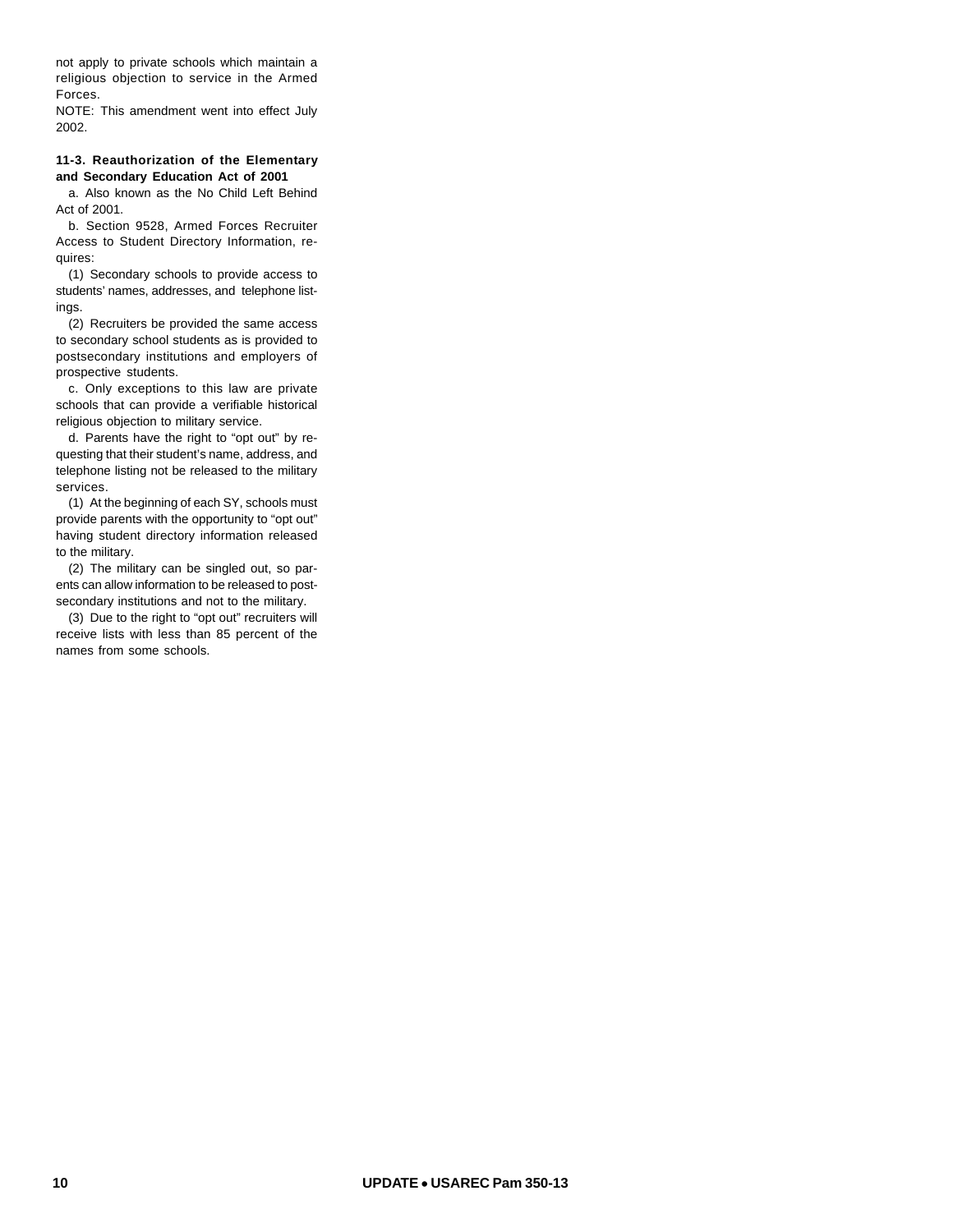not apply to private schools which maintain a religious objection to service in the Armed Forces.

NOTE: This amendment went into effect July 2002.

**11-3. Reauthorization of the Elementary and Secondary Education Act of 2001**

a. Also known as the No Child Left Behind Act of 2001.

b. Section 9528, Armed Forces Recruiter Access to Student Directory Information, requires:

(1) Secondary schools to provide access to students' names, addresses, and telephone listings.

(2) Recruiters be provided the same access to secondary school students as is provided to postsecondary institutions and employers of prospective students.

c. Only exceptions to this law are private schools that can provide a verifiable historical religious objection to military service.

d. Parents have the right to "opt out" by requesting that their student's name, address, and telephone listing not be released to the military services.

(1) At the beginning of each SY, schools must provide parents with the opportunity to "opt out" having student directory information released to the military.

(2) The military can be singled out, so parents can allow information to be released to postsecondary institutions and not to the military.

(3) Due to the right to "opt out" recruiters will receive lists with less than 85 percent of the names from some schools.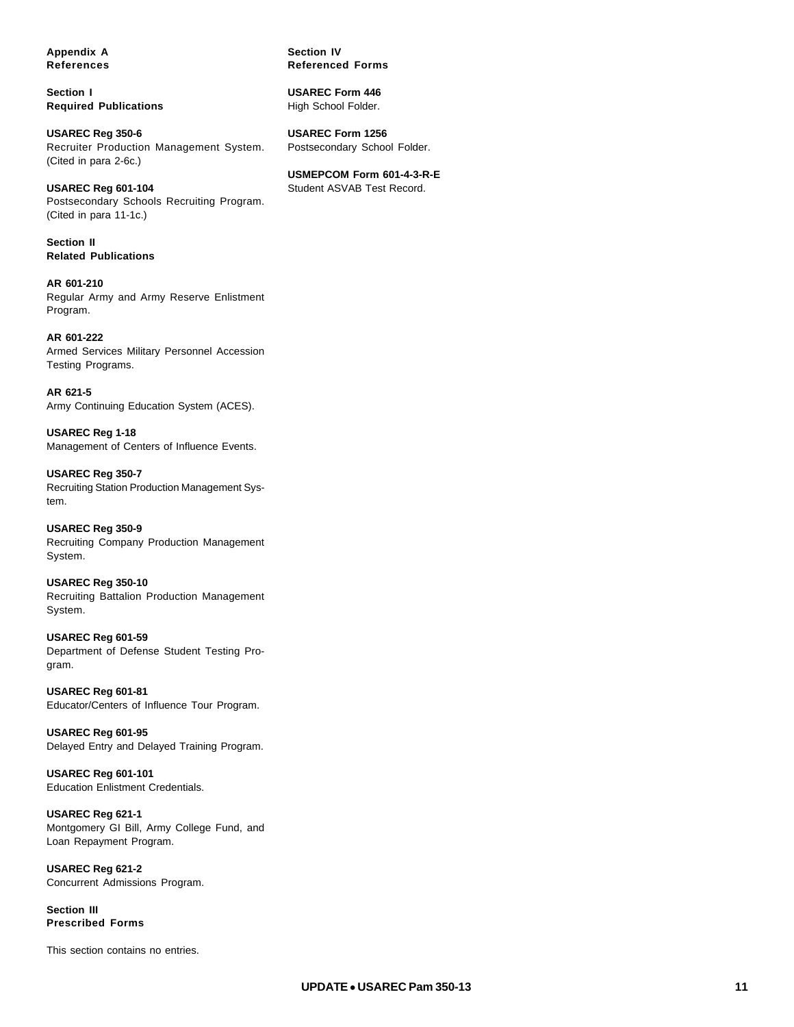## Appendix A
## References

### Section I
### Required Publications

**USAREC Reg 350-6**
Recruiter Production Management System. (Cited in para 2-6c.)

**USAREC Reg 601-104**
Postsecondary Schools Recruiting Program. (Cited in para 11-1c.)

### Section II
### Related Publications

**AR 601-210**
Regular Army and Army Reserve Enlistment Program.

**AR 601-222**
Armed Services Military Personnel Accession Testing Programs.

**AR 621-5**
Army Continuing Education System (ACES).

**USAREC Reg 1-18**
Management of Centers of Influence Events.

**USAREC Reg 350-7**
Recruiting Station Production Management System.

**USAREC Reg 350-9**
Recruiting Company Production Management System.

**USAREC Reg 350-10**
Recruiting Battalion Production Management System.

**USAREC Reg 601-59**
Department of Defense Student Testing Program.

**USAREC Reg 601-81**
Educator/Centers of Influence Tour Program.

**USAREC Reg 601-95**
Delayed Entry and Delayed Training Program.

**USAREC Reg 601-101**
Education Enlistment Credentials.

**USAREC Reg 621-1**
Montgomery GI Bill, Army College Fund, and Loan Repayment Program.

**USAREC Reg 621-2**
Concurrent Admissions Program.

### Section III
### Prescribed Forms

This section contains no entries.

### Section IV
### Referenced Forms

**USAREC Form 446**
High School Folder.

**USAREC Form 1256**
Postsecondary School Folder.

**USMEPCOM Form 601-4-3-R-E**
Student ASVAB Test Record.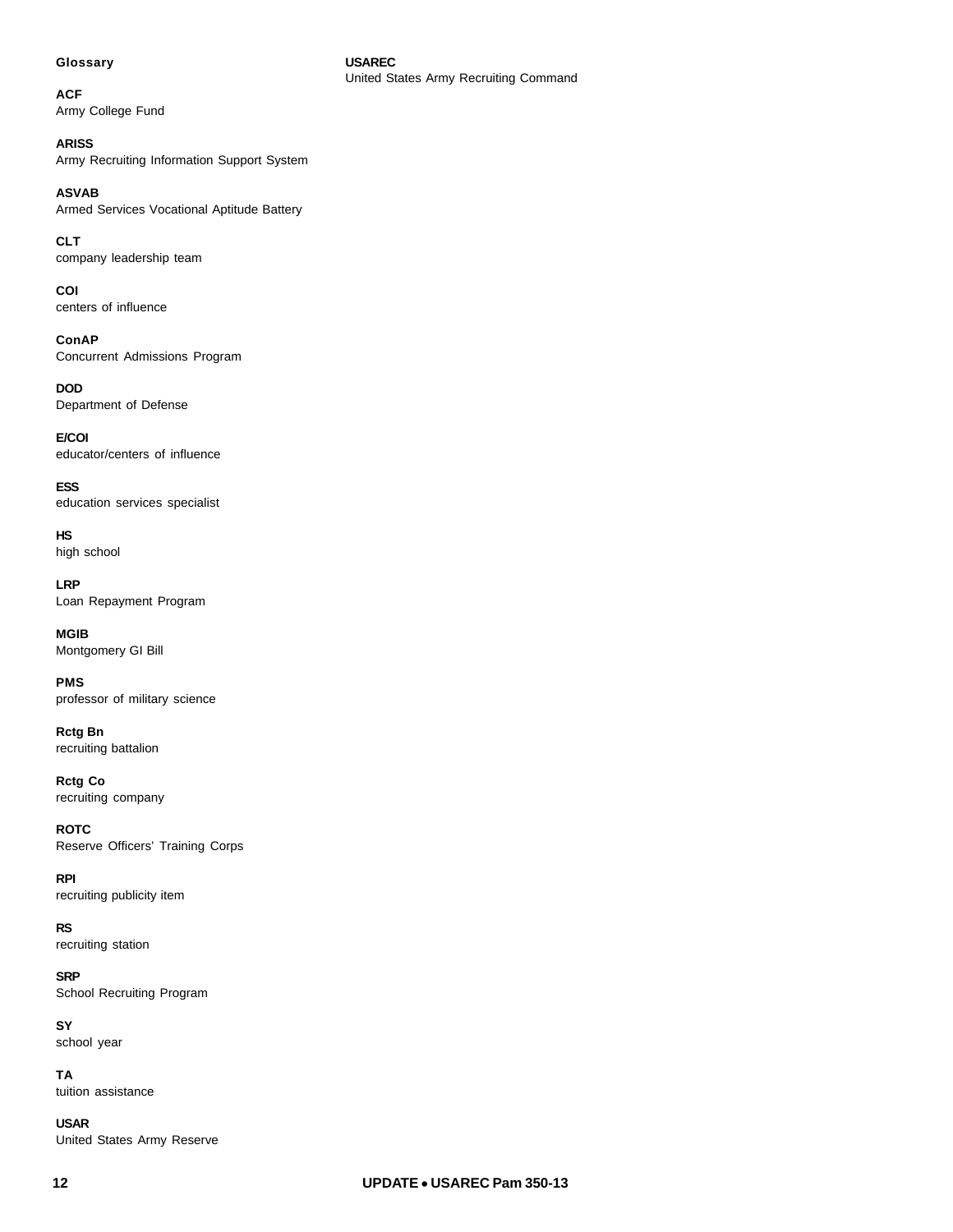## Glossary

**ACF**
Army College Fund

**ARISS**
Army Recruiting Information Support System

**ASVAB**
Armed Services Vocational Aptitude Battery

**CLT**
company leadership team

**COI**
centers of influence

**ConAP**
Concurrent Admissions Program

**DOD**
Department of Defense

**E/COI**
educator/centers of influence

**ESS**
education services specialist

**HS**
high school

**LRP**
Loan Repayment Program

**MGIB**
Montgomery GI Bill

**PMS**
professor of military science

**Rctg Bn**
recruiting battalion

**Rctg Co**
recruiting company

**ROTC**
Reserve Officers' Training Corps

**RPI**
recruiting publicity item

**RS**
recruiting station

**SRP**
School Recruiting Program

**SY**
school year

**TA**
tuition assistance

**USAR**
United States Army Reserve

**USAREC**
United States Army Recruiting Command